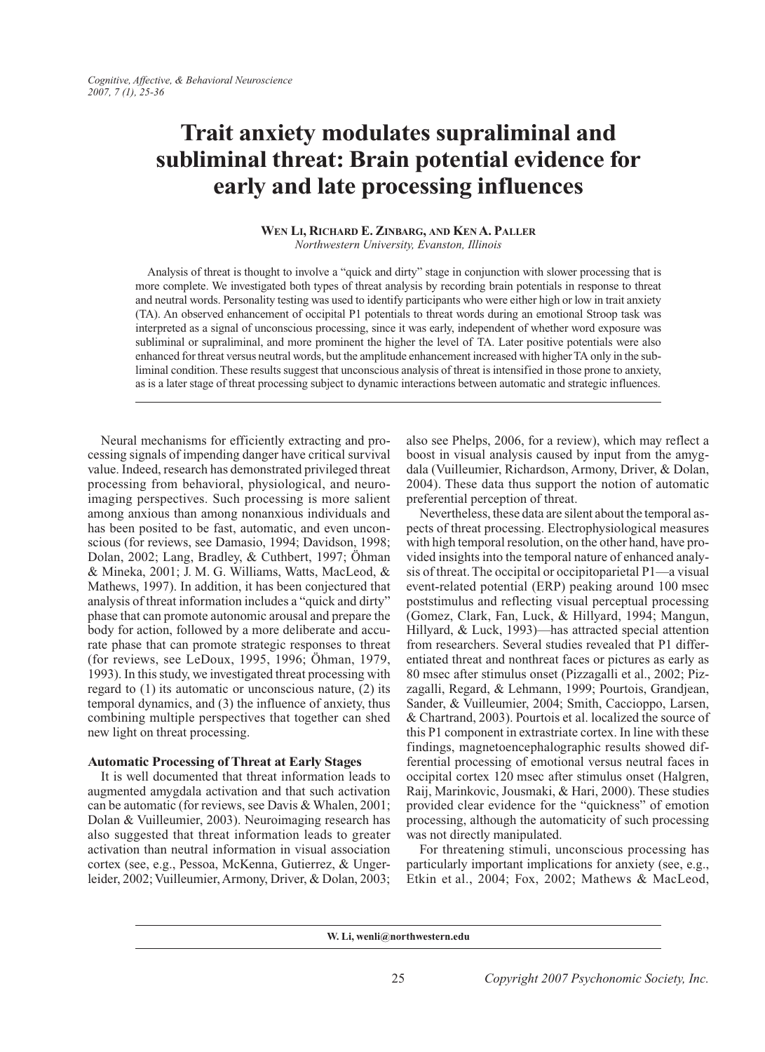# Trait anxiety modulates supraliminal and subliminal threat: Brain potential evidence for early and late processing influences

**Wen Li, Richard E. Zinbarg, and Ken A. Paller**
*Northwestern University, Evanston, Illinois*

Analysis of threat is thought to involve a "quick and dirty" stage in conjunction with slower processing that is more complete. We investigated both types of threat analysis by recording brain potentials in response to threat and neutral words. Personality testing was used to identify participants who were either high or low in trait anxiety (TA). An observed enhancement of occipital P1 potentials to threat words during an emotional Stroop task was interpreted as a signal of unconscious processing, since it was early, independent of whether word exposure was subliminal or supraliminal, and more prominent the higher the level of TA. Later positive potentials were also enhanced for threat versus neutral words, but the amplitude enhancement increased with higher TA only in the subliminal condition. These results suggest that unconscious analysis of threat is intensified in those prone to anxiety, as is a later stage of threat processing subject to dynamic interactions between automatic and strategic influences.

---

Neural mechanisms for efficiently extracting and processing signals of impending danger have critical survival value. Indeed, research has demonstrated privileged threat processing from behavioral, physiological, and neuroimaging perspectives. Such processing is more salient among anxious than among nonanxious individuals and has been posited to be fast, automatic, and even unconscious (for reviews, see Damasio, 1994; Davidson, 1998; Dolan, 2002; Lang, Bradley, & Cuthbert, 1997; Öhman & Mineka, 2001; J. M. G. Williams, Watts, MacLeod, & Mathews, 1997). In addition, it has been conjectured that analysis of threat information includes a "quick and dirty" phase that can promote autonomic arousal and prepare the body for action, followed by a more deliberate and accurate phase that can promote strategic responses to threat (for reviews, see LeDoux, 1995, 1996; Öhman, 1979, 1993). In this study, we investigated threat processing with regard to (1) its automatic or unconscious nature, (2) its temporal dynamics, and (3) the influence of anxiety, thus combining multiple perspectives that together can shed new light on threat processing.

### Automatic Processing of Threat at Early Stages

It is well documented that threat information leads to augmented amygdala activation and that such activation can be automatic (for reviews, see Davis & Whalen, 2001; Dolan & Vuilleumier, 2003). Neuroimaging research has also suggested that threat information leads to greater activation than neutral information in visual association cortex (see, e.g., Pessoa, McKenna, Gutierrez, & Ungerleider, 2002; Vuilleumier, Armony, Driver, & Dolan, 2003; also see Phelps, 2006, for a review), which may reflect a boost in visual analysis caused by input from the amygdala (Vuilleumier, Richardson, Armony, Driver, & Dolan, 2004). These data thus support the notion of automatic preferential perception of threat.

Nevertheless, these data are silent about the temporal aspects of threat processing. Electrophysiological measures with high temporal resolution, on the other hand, have provided insights into the temporal nature of enhanced analysis of threat. The occipital or occipitoparietal P1—a visual event-related potential (ERP) peaking around 100 msec poststimulus and reflecting visual perceptual processing (Gomez, Clark, Fan, Luck, & Hillyard, 1994; Mangun, Hillyard, & Luck, 1993)—has attracted special attention from researchers. Several studies revealed that P1 differentiated threat and nonthreat faces or pictures as early as 80 msec after stimulus onset (Pizzagalli et al., 2002; Pizzagalli, Regard, & Lehmann, 1999; Pourtois, Grandjean, Sander, & Vuilleumier, 2004; Smith, Caccioppo, Larsen, & Chartrand, 2003). Pourtois et al. localized the source of this P1 component in extrastriate cortex. In line with these findings, magnetoencephalographic results showed differential processing of emotional versus neutral faces in occipital cortex 120 msec after stimulus onset (Halgren, Raij, Marinkovic, Jousmaki, & Hari, 2000). These studies provided clear evidence for the "quickness" of emotion processing, although the automaticity of such processing was not directly manipulated.

For threatening stimuli, unconscious processing has particularly important implications for anxiety (see, e.g., Etkin et al., 2004; Fox, 2002; Mathews & MacLeod,

---

W. Li, wenli@northwestern.edu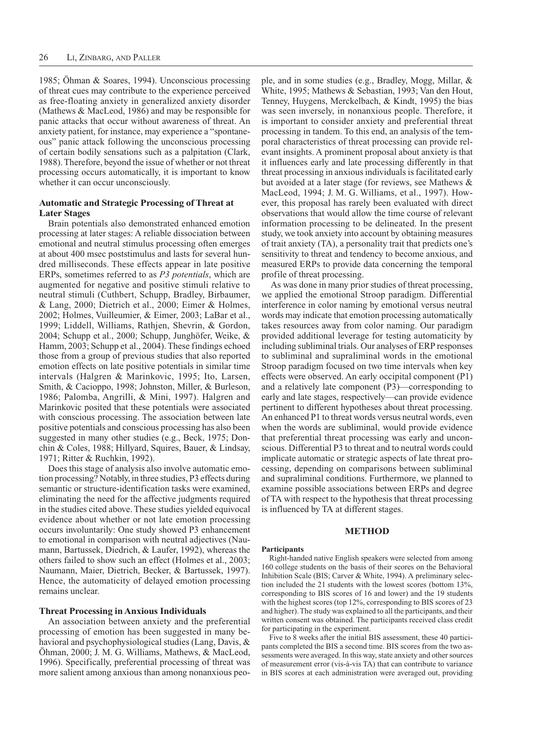1985; Öhman & Soares, 1994). Unconscious processing of threat cues may contribute to the experience perceived as free-floating anxiety in generalized anxiety disorder (Mathews & MacLeod, 1986) and may be responsible for panic attacks that occur without awareness of threat. An anxiety patient, for instance, may experience a "spontaneous" panic attack following the unconscious processing of certain bodily sensations such as a palpitation (Clark, 1988). Therefore, beyond the issue of whether or not threat processing occurs automatically, it is important to know whether it can occur unconsciously.

### Automatic and Strategic Processing of Threat at Later Stages

Brain potentials also demonstrated enhanced emotion processing at later stages: A reliable dissociation between emotional and neutral stimulus processing often emerges at about 400 msec poststimulus and lasts for several hundred milliseconds. These effects appear in late positive ERPs, sometimes referred to as *P3 potentials*, which are augmented for negative and positive stimuli relative to neutral stimuli (Cuthbert, Schupp, Bradley, Birbaumer, & Lang, 2000; Dietrich et al., 2000; Eimer & Holmes, 2002; Holmes, Vuilleumier, & Eimer, 2003; LaBar et al., 1999; Liddell, Williams, Rathjen, Shevrin, & Gordon, 2004; Schupp et al., 2000; Schupp, Junghöfer, Weike, & Hamm, 2003; Schupp et al., 2004). These findings echoed those from a group of previous studies that also reported emotion effects on late positive potentials in similar time intervals (Halgren & Marinkovic, 1995; Ito, Larsen, Smith, & Cacioppo, 1998; Johnston, Miller, & Burleson, 1986; Palomba, Angrilli, & Mini, 1997). Halgren and Marinkovic posited that these potentials were associated with conscious processing. The association between late positive potentials and conscious processing has also been suggested in many other studies (e.g., Beck, 1975; Donchin & Coles, 1988; Hillyard, Squires, Bauer, & Lindsay, 1971; Ritter & Ruchkin, 1992).

Does this stage of analysis also involve automatic emotion processing? Notably, in three studies, P3 effects during semantic or structure-identification tasks were examined, eliminating the need for the affective judgments required in the studies cited above. These studies yielded equivocal evidence about whether or not late emotion processing occurs involuntarily: One study showed P3 enhancement to emotional in comparison with neutral adjectives (Naumann, Bartussek, Diedrich, & Laufer, 1992), whereas the others failed to show such an effect (Holmes et al., 2003; Naumann, Maier, Dietrich, Becker, & Bartussek, 1997). Hence, the automaticity of delayed emotion processing remains unclear.

### Threat Processing in Anxious Individuals

An association between anxiety and the preferential processing of emotion has been suggested in many behavioral and psychophysiological studies (Lang, Davis, & Öhman, 2000; J. M. G. Williams, Mathews, & MacLeod, 1996). Specifically, preferential processing of threat was more salient among anxious than among nonanxious people, and in some studies (e.g., Bradley, Mogg, Millar, & White, 1995; Mathews & Sebastian, 1993; Van den Hout, Tenney, Huygens, Merckelbach, & Kindt, 1995) the bias was seen inversely, in nonanxious people. Therefore, it is important to consider anxiety and preferential threat processing in tandem. To this end, an analysis of the temporal characteristics of threat processing can provide relevant insights. A prominent proposal about anxiety is that it influences early and late processing differently in that threat processing in anxious individuals is facilitated early but avoided at a later stage (for reviews, see Mathews & MacLeod, 1994; J. M. G. Williams, et al., 1997). However, this proposal has rarely been evaluated with direct observations that would allow the time course of relevant information processing to be delineated. In the present study, we took anxiety into account by obtaining measures of trait anxiety (TA), a personality trait that predicts one's sensitivity to threat and tendency to become anxious, and measured ERPs to provide data concerning the temporal profile of threat processing.

As was done in many prior studies of threat processing, we applied the emotional Stroop paradigm. Differential interference in color naming by emotional versus neutral words may indicate that emotion processing automatically takes resources away from color naming. Our paradigm provided additional leverage for testing automaticity by including subliminal trials. Our analyses of ERP responses to subliminal and supraliminal words in the emotional Stroop paradigm focused on two time intervals when key effects were observed. An early occipital component (P1) and a relatively late component (P3)—corresponding to early and late stages, respectively—can provide evidence pertinent to different hypotheses about threat processing. An enhanced P1 to threat words versus neutral words, even when the words are subliminal, would provide evidence that preferential threat processing was early and unconscious. Differential P3 to threat and to neutral words could implicate automatic or strategic aspects of late threat processing, depending on comparisons between subliminal and supraliminal conditions. Furthermore, we planned to examine possible associations between ERPs and degree of TA with respect to the hypothesis that threat processing is influenced by TA at different stages.

## METHOD

### Participants

Right-handed native English speakers were selected from among 160 college students on the basis of their scores on the Behavioral Inhibition Scale (BIS; Carver & White, 1994). A preliminary selection included the 21 students with the lowest scores (bottom 13%, corresponding to BIS scores of 16 and lower) and the 19 students with the highest scores (top 12%, corresponding to BIS scores of 23 and higher). The study was explained to all the participants, and their written consent was obtained. The participants received class credit for participating in the experiment.

Five to 8 weeks after the initial BIS assessment, these 40 participants completed the BIS a second time. BIS scores from the two assessments were averaged. In this way, state anxiety and other sources of measurement error (vis-à-vis TA) that can contribute to variance in BIS scores at each administration were averaged out, providing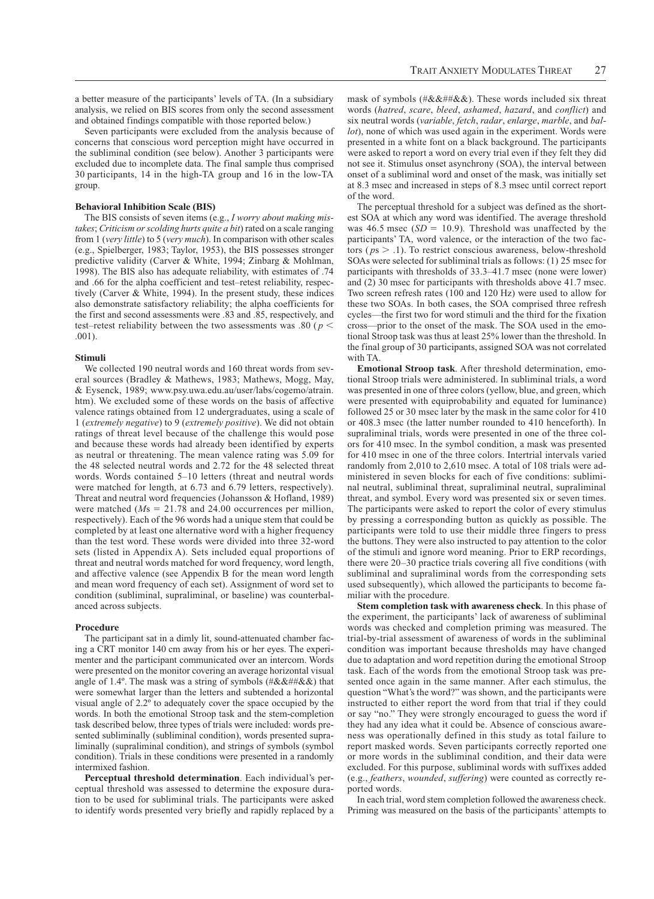a better measure of the participants' levels of TA. (In a subsidiary analysis, we relied on BIS scores from only the second assessment and obtained findings compatible with those reported below.)

Seven participants were excluded from the analysis because of concerns that conscious word perception might have occurred in the subliminal condition (see below). Another 3 participants were excluded due to incomplete data. The final sample thus comprised 30 participants, 14 in the high-TA group and 16 in the low-TA group.

### Behavioral Inhibition Scale (BIS)

The BIS consists of seven items (e.g., *I worry about making mistakes*; *Criticism or scolding hurts quite a bit*) rated on a scale ranging from 1 (*very little*) to 5 (*very much*). In comparison with other scales (e.g., Spielberger, 1983; Taylor, 1953), the BIS possesses stronger predictive validity (Carver & White, 1994; Zinbarg & Mohlman, 1998). The BIS also has adequate reliability, with estimates of .74 and .66 for the alpha coefficient and test–retest reliability, respectively (Carver & White, 1994). In the present study, these indices also demonstrate satisfactory reliability; the alpha coefficients for the first and second assessments were .83 and .85, respectively, and test–retest reliability between the two assessments was .80 ($p <$ .001).

### Stimuli

We collected 190 neutral words and 160 threat words from several sources (Bradley & Mathews, 1983; Mathews, Mogg, May, & Eysenck, 1989; www.psy.uwa.edu.au/user/labs/cogemo/atrain.htm). We excluded some of these words on the basis of affective valence ratings obtained from 12 undergraduates, using a scale of 1 (*extremely negative*) to 9 (*extremely positive*). We did not obtain ratings of threat level because of the challenge this would pose and because these words had already been identified by experts as neutral or threatening. The mean valence rating was 5.09 for the 48 selected neutral words and 2.72 for the 48 selected threat words. Words contained 5–10 letters (threat and neutral words were matched for length, at 6.73 and 6.79 letters, respectively). Threat and neutral word frequencies (Johansson & Hofland, 1989) were matched ($M$s = 21.78 and 24.00 occurrences per million, respectively). Each of the 96 words had a unique stem that could be completed by at least one alternative word with a higher frequency than the test word. These words were divided into three 32-word sets (listed in Appendix A). Sets included equal proportions of threat and neutral words matched for word frequency, word length, and affective valence (see Appendix B for the mean word length and mean word frequency of each set). Assignment of word set to condition (subliminal, supraliminal, or baseline) was counterbalanced across subjects.

### Procedure

The participant sat in a dimly lit, sound-attenuated chamber facing a CRT monitor 140 cm away from his or her eyes. The experimenter and the participant communicated over an intercom. Words were presented on the monitor covering an average horizontal visual angle of 1.4º. The mask was a string of symbols (#&&##&&) that were somewhat larger than the letters and subtended a horizontal visual angle of 2.2º to adequately cover the space occupied by the words. In both the emotional Stroop task and the stem-completion task described below, three types of trials were included: words presented subliminally (subliminal condition), words presented supraliminally (supraliminal condition), and strings of symbols (symbol condition). Trials in these conditions were presented in a randomly intermixed fashion.

**Perceptual threshold determination**. Each individual's perceptual threshold was assessed to determine the exposure duration to be used for subliminal trials. The participants were asked to identify words presented very briefly and rapidly replaced by a mask of symbols (#&&##&&). These words included six threat words (*hatred*, *scare*, *bleed*, *ashamed*, *hazard*, and *conflict*) and six neutral words (*variable*, *fetch*, *radar*, *enlarge*, *marble*, and *ballot*), none of which was used again in the experiment. Words were presented in a white font on a black background. The participants were asked to report a word on every trial even if they felt they did not see it. Stimulus onset asynchrony (SOA), the interval between onset of a subliminal word and onset of the mask, was initially set at 8.3 msec and increased in steps of 8.3 msec until correct report of the word.

The perceptual threshold for a subject was defined as the shortest SOA at which any word was identified. The average threshold was 46.5 msec ($SD$ = 10.9). Threshold was unaffected by the participants' TA, word valence, or the interaction of the two factors ($p$s > .1). To restrict conscious awareness, below-threshold SOAs were selected for subliminal trials as follows: (1) 25 msec for participants with thresholds of 33.3–41.7 msec (none were lower) and (2) 30 msec for participants with thresholds above 41.7 msec. Two screen refresh rates (100 and 120 Hz) were used to allow for these two SOAs. In both cases, the SOA comprised three refresh cycles—the first two for word stimuli and the third for the fixation cross—prior to the onset of the mask. The SOA used in the emotional Stroop task was thus at least 25% lower than the threshold. In the final group of 30 participants, assigned SOA was not correlated with TA.

**Emotional Stroop task**. After threshold determination, emotional Stroop trials were administered. In subliminal trials, a word was presented in one of three colors (yellow, blue, and green, which were presented with equiprobability and equated for luminance) followed 25 or 30 msec later by the mask in the same color for 410 or 408.3 msec (the latter number rounded to 410 henceforth). In supraliminal trials, words were presented in one of the three colors for 410 msec. In the symbol condition, a mask was presented for 410 msec in one of the three colors. Intertrial intervals varied randomly from 2,010 to 2,610 msec. A total of 108 trials were administered in seven blocks for each of five conditions: subliminal neutral, subliminal threat, supraliminal neutral, supraliminal threat, and symbol. Every word was presented six or seven times. The participants were asked to report the color of every stimulus by pressing a corresponding button as quickly as possible. The participants were told to use their middle three fingers to press the buttons. They were also instructed to pay attention to the color of the stimuli and ignore word meaning. Prior to ERP recordings, there were 20–30 practice trials covering all five conditions (with subliminal and supraliminal words from the corresponding sets used subsequently), which allowed the participants to become familiar with the procedure.

**Stem completion task with awareness check**. In this phase of the experiment, the participants' lack of awareness of subliminal words was checked and completion priming was measured. The trial-by-trial assessment of awareness of words in the subliminal condition was important because thresholds may have changed due to adaptation and word repetition during the emotional Stroop task. Each of the words from the emotional Stroop task was presented once again in the same manner. After each stimulus, the question "What's the word?" was shown, and the participants were instructed to either report the word from that trial if they could or say "no." They were strongly encouraged to guess the word if they had any idea what it could be. Absence of conscious awareness was operationally defined in this study as total failure to report masked words. Seven participants correctly reported one or more words in the subliminal condition, and their data were excluded. For this purpose, subliminal words with suffixes added (e.g., *feathers*, *wounded*, *suffering*) were counted as correctly reported words.

In each trial, word stem completion followed the awareness check. Priming was measured on the basis of the participants' attempts to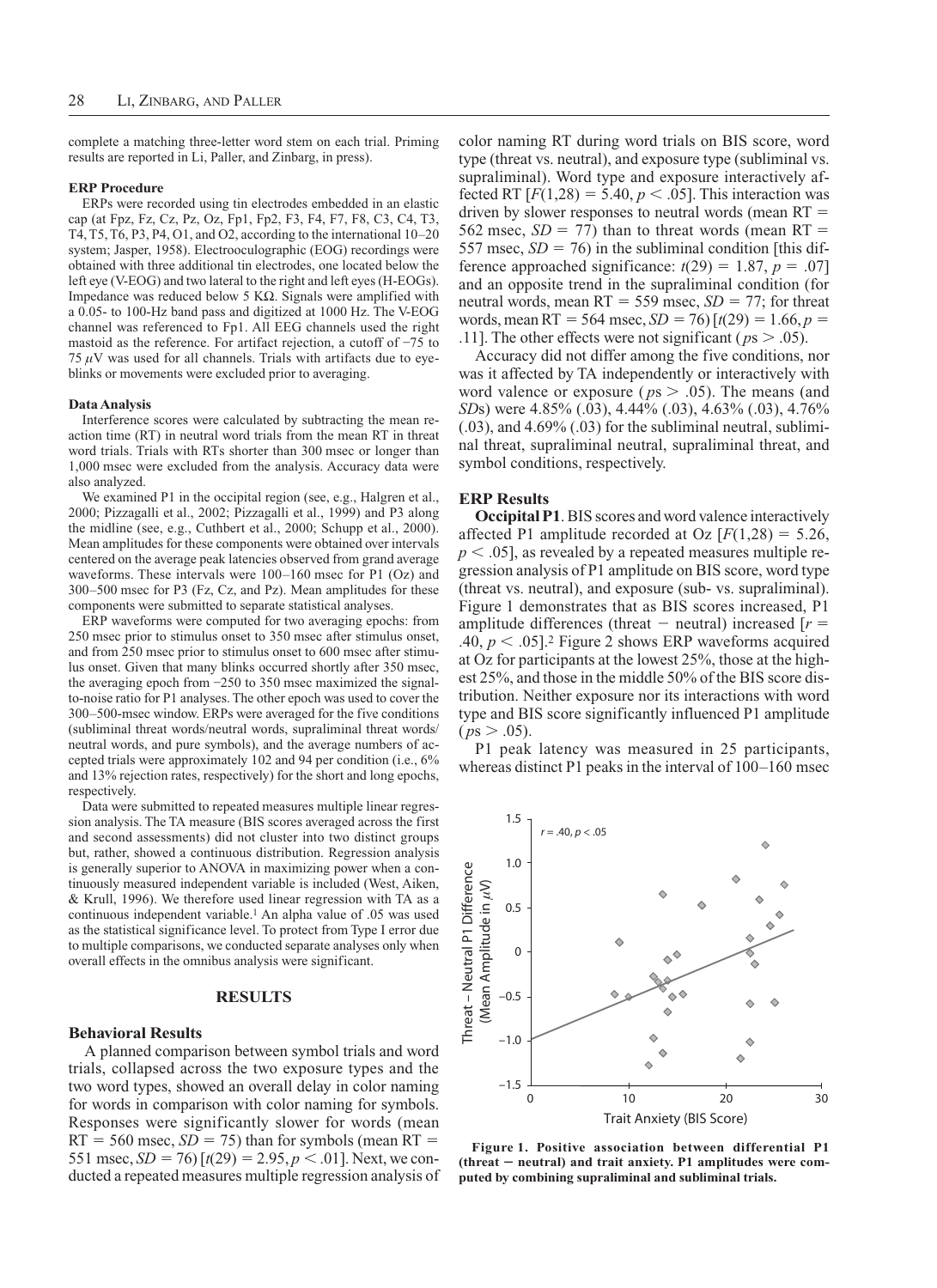complete a matching three-letter word stem on each trial. Priming results are reported in Li, Paller, and Zinbarg, in press).

#### ERP Procedure

ERPs were recorded using tin electrodes embedded in an elastic cap (at Fpz, Fz, Cz, Pz, Oz, Fp1, Fp2, F3, F4, F7, F8, C3, C4, T3, T4, T5, T6, P3, P4, O1, and O2, according to the international 10–20 system; Jasper, 1958). Electrooculographic (EOG) recordings were obtained with three additional tin electrodes, one located below the left eye (V-EOG) and two lateral to the right and left eyes (H-EOGs). Impedance was reduced below 5 KΩ. Signals were amplified with a 0.05- to 100-Hz band pass and digitized at 1000 Hz. The V-EOG channel was referenced to Fp1. All EEG channels used the right mastoid as the reference. For artifact rejection, a cutoff of −75 to 75 $\mu$V was used for all channels. Trials with artifacts due to eyeblinks or movements were excluded prior to averaging.

#### Data Analysis

Interference scores were calculated by subtracting the mean reaction time (RT) in neutral word trials from the mean RT in threat word trials. Trials with RTs shorter than 300 msec or longer than 1,000 msec were excluded from the analysis. Accuracy data were also analyzed.

We examined P1 in the occipital region (see, e.g., Halgren et al., 2000; Pizzagalli et al., 2002; Pizzagalli et al., 1999) and P3 along the midline (see, e.g., Cuthbert et al., 2000; Schupp et al., 2000). Mean amplitudes for these components were obtained over intervals centered on the average peak latencies observed from grand average waveforms. These intervals were 100–160 msec for P1 (Oz) and 300–500 msec for P3 (Fz, Cz, and Pz). Mean amplitudes for these components were submitted to separate statistical analyses.

ERP waveforms were computed for two averaging epochs: from 250 msec prior to stimulus onset to 350 msec after stimulus onset, and from 250 msec prior to stimulus onset to 600 msec after stimulus onset. Given that many blinks occurred shortly after 350 msec, the averaging epoch from −250 to 350 msec maximized the signal-to-noise ratio for P1 analyses. The other epoch was used to cover the 300–500-msec window. ERPs were averaged for the five conditions (subliminal threat words/neutral words, supraliminal threat words/neutral words, and pure symbols), and the average numbers of accepted trials were approximately 102 and 94 per condition (i.e., 6% and 13% rejection rates, respectively) for the short and long epochs, respectively.

Data were submitted to repeated measures multiple linear regression analysis. The TA measure (BIS scores averaged across the first and second assessments) did not cluster into two distinct groups but, rather, showed a continuous distribution. Regression analysis is generally superior to ANOVA in maximizing power when a continuously measured independent variable is included (West, Aiken, & Krull, 1996). We therefore used linear regression with TA as a continuous independent variable.[1] An alpha value of .05 was used as the statistical significance level. To protect from Type I error due to multiple comparisons, we conducted separate analyses only when overall effects in the omnibus analysis were significant.

## RESULTS

#### Behavioral Results

A planned comparison between symbol trials and word trials, collapsed across the two exposure types and the two word types, showed an overall delay in color naming for words in comparison with color naming for symbols. Responses were significantly slower for words (mean RT = 560 msec, $SD = 75$) than for symbols (mean RT = 551 msec, $SD = 76$) [$t(29) = 2.95, p < .01$]. Next, we conducted a repeated measures multiple regression analysis of color naming RT during word trials on BIS score, word type (threat vs. neutral), and exposure type (subliminal vs. supraliminal). Word type and exposure interactively affected RT [$F(1,28) = 5.40, p < .05$]. This interaction was driven by slower responses to neutral words (mean RT = 562 msec, $SD = 77$) than to threat words (mean RT = 557 msec, $SD = 76$) in the subliminal condition [this difference approached significance: $t(29) = 1.87, p = .07$] and an opposite trend in the supraliminal condition (for neutral words, mean RT = 559 msec, $SD = 77$; for threat words, mean RT = 564 msec, $SD = 76$) [$t(29) = 1.66, p = .11$]. The other effects were not significant ($p$s > .05).

Accuracy did not differ among the five conditions, nor was it affected by TA independently or interactively with word valence or exposure ($p$s > .05). The means (and $SD$s) were 4.85% (.03), 4.44% (.03), 4.63% (.03), 4.76% (.03), and 4.69% (.03) for the subliminal neutral, subliminal threat, supraliminal neutral, supraliminal threat, and symbol conditions, respectively.

#### ERP Results

**Occipital P1**. BIS scores and word valence interactively affected P1 amplitude recorded at Oz [$F(1,28) = 5.26, p < .05$], as revealed by a repeated measures multiple regression analysis of P1 amplitude on BIS score, word type (threat vs. neutral), and exposure (sub- vs. supraliminal). Figure 1 demonstrates that as BIS scores increased, P1 amplitude differences (threat − neutral) increased [$r = .40, p < .05$].[2] Figure 2 shows ERP waveforms acquired at Oz for participants at the lowest 25%, those at the highest 25%, and those in the middle 50% of the BIS score distribution. Neither exposure nor its interactions with word type and BIS score significantly influenced P1 amplitude ($p$s > .05).

P1 peak latency was measured in 25 participants, whereas distinct P1 peaks in the interval of 100–160 msec

**Figure 1. Positive association between differential P1 (threat − neutral) and trait anxiety. P1 amplitudes were computed by combining supraliminal and subliminal trials.**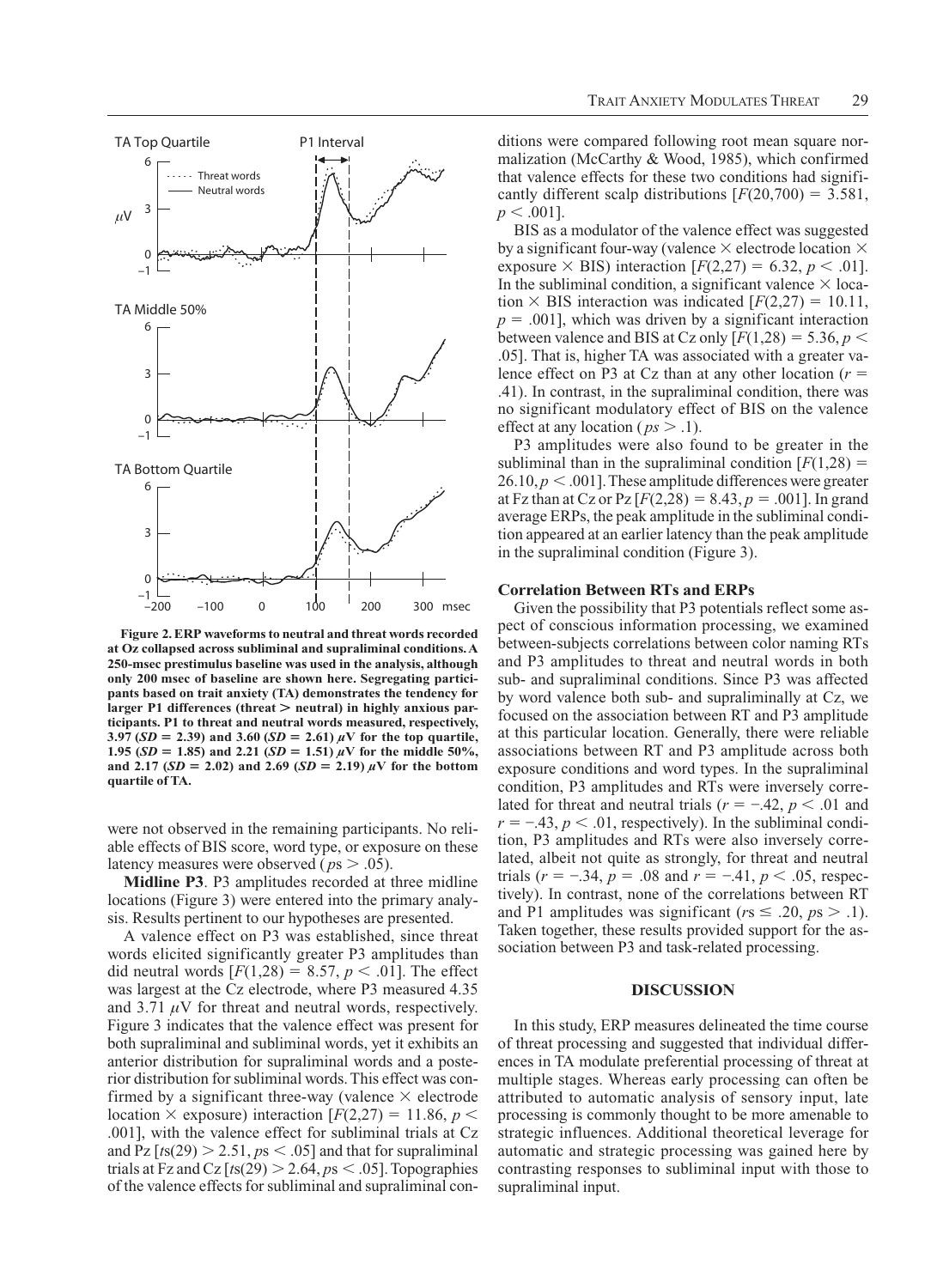**Figure 2. ERP waveforms to neutral and threat words recorded at Oz collapsed across subliminal and supraliminal conditions. A 250-msec prestimulus baseline was used in the analysis, although only 200 msec of baseline are shown here. Segregating participants based on trait anxiety (TA) demonstrates the tendency for larger P1 differences (threat > neutral) in highly anxious participants. P1 to threat and neutral words measured, respectively, 3.97 ($SD$ = 2.39) and 3.60 ($SD$ = 2.61) $\mu$V for the top quartile, 1.95 ($SD$ = 1.85) and 2.21 ($SD$ = 1.51) $\mu$V for the middle 50%, and 2.17 ($SD$ = 2.02) and 2.69 ($SD$ = 2.19) $\mu$V for the bottom quartile of TA.**

were not observed in the remaining participants. No reliable effects of BIS score, word type, or exposure on these latency measures were observed ($ps > .05$).

**Midline P3**. P3 amplitudes recorded at three midline locations (Figure 3) were entered into the primary analysis. Results pertinent to our hypotheses are presented.

A valence effect on P3 was established, since threat words elicited significantly greater P3 amplitudes than did neutral words [$F(1,28) = 8.57$, $p < .01$]. The effect was largest at the Cz electrode, where P3 measured 4.35 and 3.71 $\mu$V for threat and neutral words, respectively. Figure 3 indicates that the valence effect was present for both supraliminal and subliminal words, yet it exhibits an anterior distribution for supraliminal words and a posterior distribution for subliminal words. This effect was confirmed by a significant three-way (valence × electrode location × exposure) interaction [$F(2,27) = 11.86$, $p < .001$], with the valence effect for subliminal trials at Cz and Pz [$ts(29) > 2.51$, $ps < .05$] and that for supraliminal trials at Fz and Cz [$ts(29) > 2.64$, $ps < .05$]. Topographies of the valence effects for subliminal and supraliminal conditions were compared following root mean square normalization (McCarthy & Wood, 1985), which confirmed that valence effects for these two conditions had significantly different scalp distributions [$F(20,700) = 3.581$, $p < .001$].

BIS as a modulator of the valence effect was suggested by a significant four-way (valence × electrode location × exposure × BIS) interaction [$F(2,27) = 6.32$, $p < .01$]. In the subliminal condition, a significant valence × location × BIS interaction was indicated [$F(2,27) = 10.11$, $p = .001$], which was driven by a significant interaction between valence and BIS at Cz only [$F(1,28) = 5.36$, $p < .05$]. That is, higher TA was associated with a greater valence effect on P3 at Cz than at any other location ($r = .41$). In contrast, in the supraliminal condition, there was no significant modulatory effect of BIS on the valence effect at any location ($ps > .1$).

P3 amplitudes were also found to be greater in the subliminal than in the supraliminal condition [$F(1,28) = 26.10$, $p < .001$]. These amplitude differences were greater at Fz than at Cz or Pz [$F(2,28) = 8.43$, $p = .001$]. In grand average ERPs, the peak amplitude in the subliminal condition appeared at an earlier latency than the peak amplitude in the supraliminal condition (Figure 3).

### Correlation Between RTs and ERPs

Given the possibility that P3 potentials reflect some aspect of conscious information processing, we examined between-subjects correlations between color naming RTs and P3 amplitudes to threat and neutral words in both sub- and supraliminal conditions. Since P3 was affected by word valence both sub- and supraliminally at Cz, we focused on the association between RT and P3 amplitude at this particular location. Generally, there were reliable associations between RT and P3 amplitude across both exposure conditions and word types. In the supraliminal condition, P3 amplitudes and RTs were inversely correlated for threat and neutral trials ($r = -.42$, $p < .01$ and $r = -.43$, $p < .01$, respectively). In the subliminal condition, P3 amplitudes and RTs were also inversely correlated, albeit not quite as strongly, for threat and neutral trials ($r = -.34$, $p = .08$ and $r = -.41$, $p < .05$, respectively). In contrast, none of the correlations between RT and P1 amplitudes was significant ($rs \leq .20$, $ps > .1$). Taken together, these results provided support for the association between P3 and task-related processing.

## DISCUSSION

In this study, ERP measures delineated the time course of threat processing and suggested that individual differences in TA modulate preferential processing of threat at multiple stages. Whereas early processing can often be attributed to automatic analysis of sensory input, late processing is commonly thought to be more amenable to strategic influences. Additional theoretical leverage for automatic and strategic processing was gained here by contrasting responses to subliminal input with those to supraliminal input.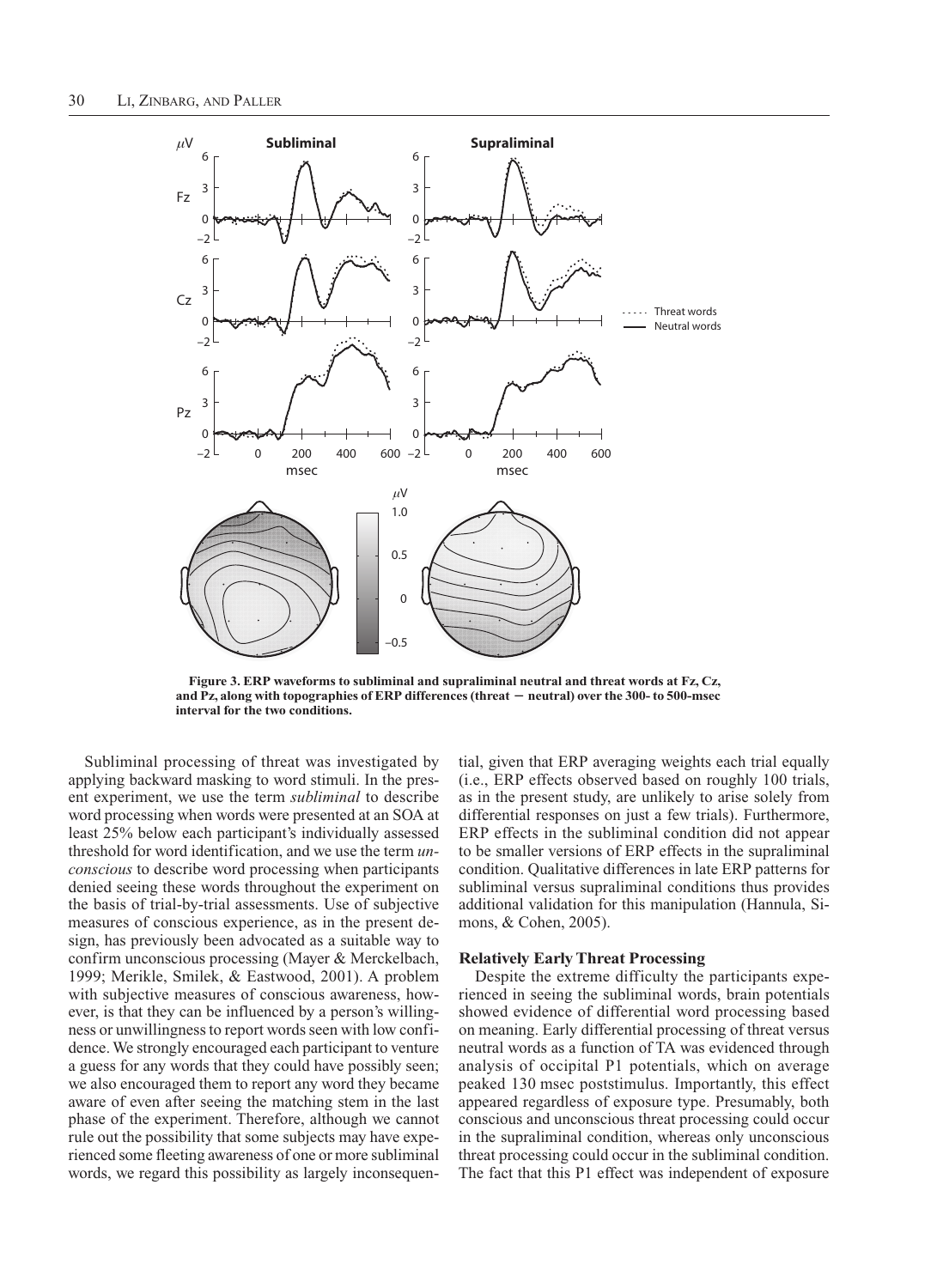**Figure 3. ERP waveforms to subliminal and supraliminal neutral and threat words at Fz, Cz, and Pz, along with topographies of ERP differences (threat − neutral) over the 300- to 500-msec interval for the two conditions.**

Subliminal processing of threat was investigated by applying backward masking to word stimuli. In the present experiment, we use the term *subliminal* to describe word processing when words were presented at an SOA at least 25% below each participant's individually assessed threshold for word identification, and we use the term *unconscious* to describe word processing when participants denied seeing these words throughout the experiment on the basis of trial-by-trial assessments. Use of subjective measures of conscious experience, as in the present design, has previously been advocated as a suitable way to confirm unconscious processing (Mayer & Merckelbach, 1999; Merikle, Smilek, & Eastwood, 2001). A problem with subjective measures of conscious awareness, however, is that they can be influenced by a person's willingness or unwillingness to report words seen with low confidence. We strongly encouraged each participant to venture a guess for any words that they could have possibly seen; we also encouraged them to report any word they became aware of even after seeing the matching stem in the last phase of the experiment. Therefore, although we cannot rule out the possibility that some subjects may have experienced some fleeting awareness of one or more subliminal words, we regard this possibility as largely inconsequential, given that ERP averaging weights each trial equally (i.e., ERP effects observed based on roughly 100 trials, as in the present study, are unlikely to arise solely from differential responses on just a few trials). Furthermore, ERP effects in the subliminal condition did not appear to be smaller versions of ERP effects in the supraliminal condition. Qualitative differences in late ERP patterns for subliminal versus supraliminal conditions thus provides additional validation for this manipulation (Hannula, Simons, & Cohen, 2005).

### Relatively Early Threat Processing

Despite the extreme difficulty the participants experienced in seeing the subliminal words, brain potentials showed evidence of differential word processing based on meaning. Early differential processing of threat versus neutral words as a function of TA was evidenced through analysis of occipital P1 potentials, which on average peaked 130 msec poststimulus. Importantly, this effect appeared regardless of exposure type. Presumably, both conscious and unconscious threat processing could occur in the supraliminal condition, whereas only unconscious threat processing could occur in the subliminal condition. The fact that this P1 effect was independent of exposure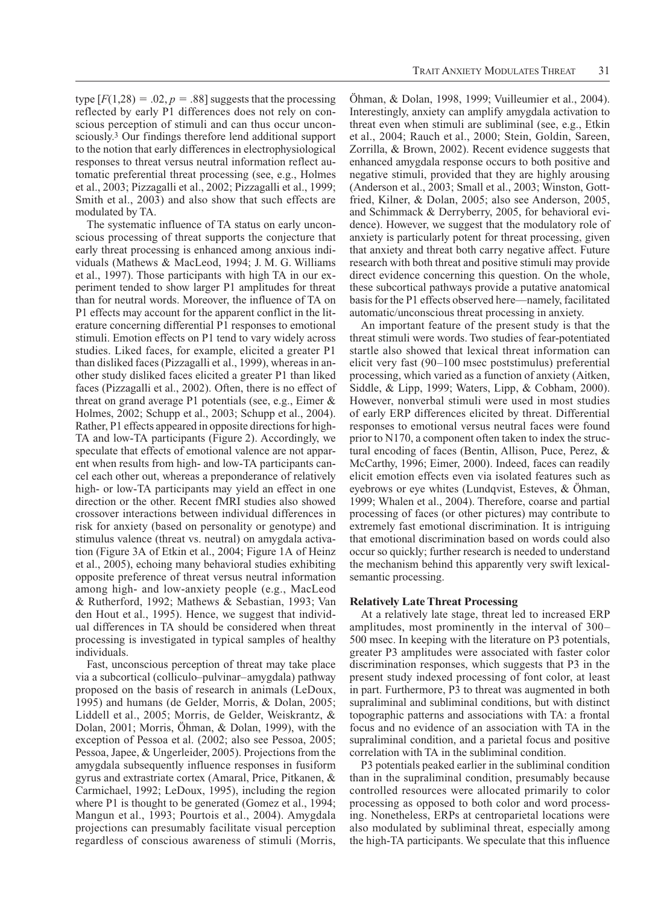type [$F(1,28) = .02$, $p = .88$] suggests that the processing reflected by early P1 differences does not rely on conscious perception of stimuli and can thus occur unconsciously.[3] Our findings therefore lend additional support to the notion that early differences in electrophysiological responses to threat versus neutral information reflect automatic preferential threat processing (see, e.g., Holmes et al., 2003; Pizzagalli et al., 2002; Pizzagalli et al., 1999; Smith et al., 2003) and also show that such effects are modulated by TA.

The systematic influence of TA status on early unconscious processing of threat supports the conjecture that early threat processing is enhanced among anxious individuals (Mathews & MacLeod, 1994; J. M. G. Williams et al., 1997). Those participants with high TA in our experiment tended to show larger P1 amplitudes for threat than for neutral words. Moreover, the influence of TA on P1 effects may account for the apparent conflict in the literature concerning differential P1 responses to emotional stimuli. Emotion effects on P1 tend to vary widely across studies. Liked faces, for example, elicited a greater P1 than disliked faces (Pizzagalli et al., 1999), whereas in another study disliked faces elicited a greater P1 than liked faces (Pizzagalli et al., 2002). Often, there is no effect of threat on grand average P1 potentials (see, e.g., Eimer & Holmes, 2002; Schupp et al., 2003; Schupp et al., 2004). Rather, P1 effects appeared in opposite directions for high-TA and low-TA participants (Figure 2). Accordingly, we speculate that effects of emotional valence are not apparent when results from high- and low-TA participants cancel each other out, whereas a preponderance of relatively high- or low-TA participants may yield an effect in one direction or the other. Recent fMRI studies also showed crossover interactions between individual differences in risk for anxiety (based on personality or genotype) and stimulus valence (threat vs. neutral) on amygdala activation (Figure 3A of Etkin et al., 2004; Figure 1A of Heinz et al., 2005), echoing many behavioral studies exhibiting opposite preference of threat versus neutral information among high- and low-anxiety people (e.g., MacLeod & Rutherford, 1992; Mathews & Sebastian, 1993; Van den Hout et al., 1995). Hence, we suggest that individual differences in TA should be considered when threat processing is investigated in typical samples of healthy individuals.

Fast, unconscious perception of threat may take place via a subcortical (colliculo–pulvinar–amygdala) pathway proposed on the basis of research in animals (LeDoux, 1995) and humans (de Gelder, Morris, & Dolan, 2005; Liddell et al., 2005; Morris, de Gelder, Weiskrantz, & Dolan, 2001; Morris, Öhman, & Dolan, 1999), with the exception of Pessoa et al. (2002; also see Pessoa, 2005; Pessoa, Japee, & Ungerleider, 2005). Projections from the amygdala subsequently influence responses in fusiform gyrus and extrastriate cortex (Amaral, Price, Pitkanen, & Carmichael, 1992; LeDoux, 1995), including the region where P1 is thought to be generated (Gomez et al., 1994; Mangun et al., 1993; Pourtois et al., 2004). Amygdala projections can presumably facilitate visual perception regardless of conscious awareness of stimuli (Morris, Öhman, & Dolan, 1998, 1999; Vuilleumier et al., 2004). Interestingly, anxiety can amplify amygdala activation to threat even when stimuli are subliminal (see, e.g., Etkin et al., 2004; Rauch et al., 2000; Stein, Goldin, Sareen, Zorrilla, & Brown, 2002). Recent evidence suggests that enhanced amygdala response occurs to both positive and negative stimuli, provided that they are highly arousing (Anderson et al., 2003; Small et al., 2003; Winston, Gottfried, Kilner, & Dolan, 2005; also see Anderson, 2005, and Schimmack & Derryberry, 2005, for behavioral evidence). However, we suggest that the modulatory role of anxiety is particularly potent for threat processing, given that anxiety and threat both carry negative affect. Future research with both threat and positive stimuli may provide direct evidence concerning this question. On the whole, these subcortical pathways provide a putative anatomical basis for the P1 effects observed here—namely, facilitated automatic/unconscious threat processing in anxiety.

An important feature of the present study is that the threat stimuli were words. Two studies of fear-potentiated startle also showed that lexical threat information can elicit very fast (90–100 msec poststimulus) preferential processing, which varied as a function of anxiety (Aitken, Siddle, & Lipp, 1999; Waters, Lipp, & Cobham, 2000). However, nonverbal stimuli were used in most studies of early ERP differences elicited by threat. Differential responses to emotional versus neutral faces were found prior to N170, a component often taken to index the structural encoding of faces (Bentin, Allison, Puce, Perez, & McCarthy, 1996; Eimer, 2000). Indeed, faces can readily elicit emotion effects even via isolated features such as eyebrows or eye whites (Lundqvist, Esteves, & Öhman, 1999; Whalen et al., 2004). Therefore, coarse and partial processing of faces (or other pictures) may contribute to extremely fast emotional discrimination. It is intriguing that emotional discrimination based on words could also occur so quickly; further research is needed to understand the mechanism behind this apparently very swift lexical-semantic processing.

### Relatively Late Threat Processing

At a relatively late stage, threat led to increased ERP amplitudes, most prominently in the interval of 300–500 msec. In keeping with the literature on P3 potentials, greater P3 amplitudes were associated with faster color discrimination responses, which suggests that P3 in the present study indexed processing of font color, at least in part. Furthermore, P3 to threat was augmented in both supraliminal and subliminal conditions, but with distinct topographic patterns and associations with TA: a frontal focus and no evidence of an association with TA in the supraliminal condition, and a parietal focus and positive correlation with TA in the subliminal condition.

P3 potentials peaked earlier in the subliminal condition than in the supraliminal condition, presumably because controlled resources were allocated primarily to color processing as opposed to both color and word processing. Nonetheless, ERPs at centroparietal locations were also modulated by subliminal threat, especially among the high-TA participants. We speculate that this influence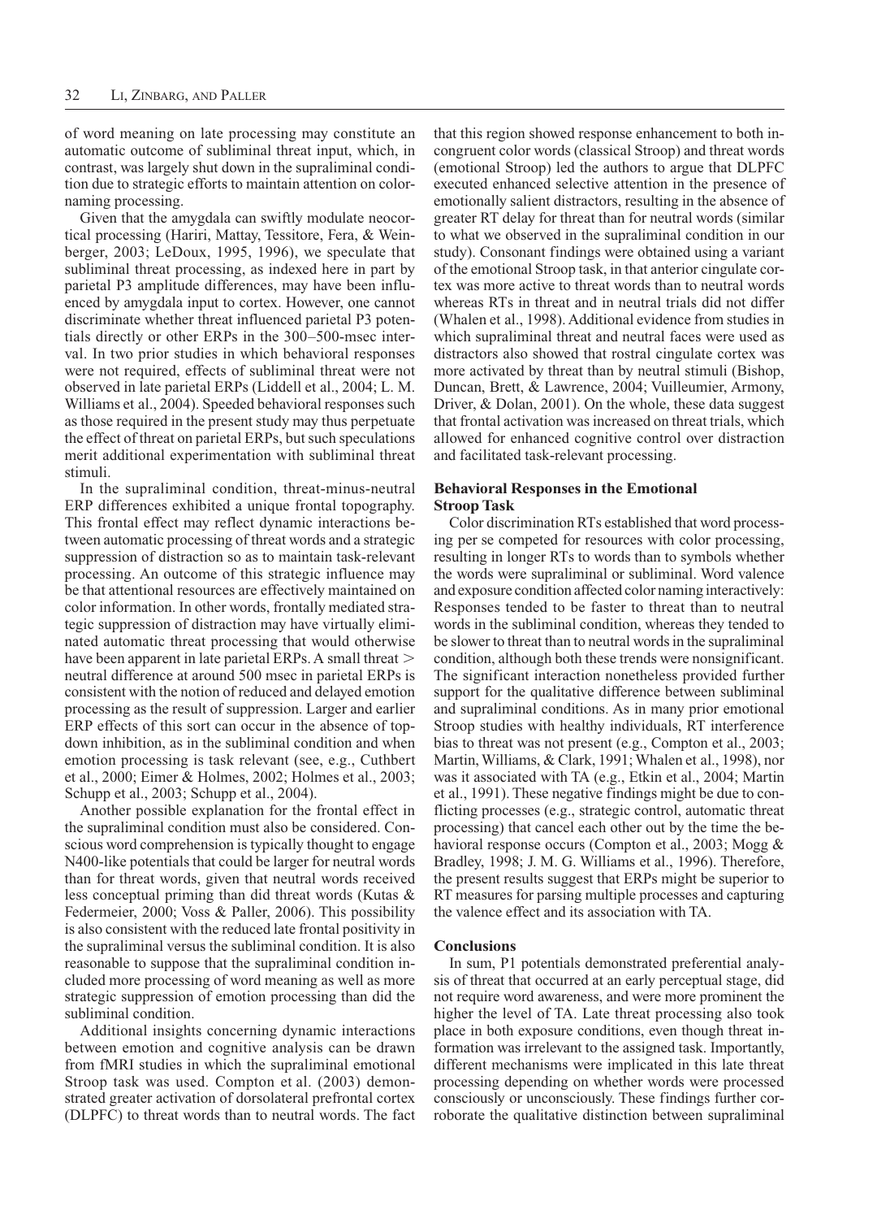of word meaning on late processing may constitute an automatic outcome of subliminal threat input, which, in contrast, was largely shut down in the supraliminal condition due to strategic efforts to maintain attention on color-naming processing.

Given that the amygdala can swiftly modulate neocortical processing (Hariri, Mattay, Tessitore, Fera, & Weinberger, 2003; LeDoux, 1995, 1996), we speculate that subliminal threat processing, as indexed here in part by parietal P3 amplitude differences, may have been influenced by amygdala input to cortex. However, one cannot discriminate whether threat influenced parietal P3 potentials directly or other ERPs in the 300–500-msec interval. In two prior studies in which behavioral responses were not required, effects of subliminal threat were not observed in late parietal ERPs (Liddell et al., 2004; L. M. Williams et al., 2004). Speeded behavioral responses such as those required in the present study may thus perpetuate the effect of threat on parietal ERPs, but such speculations merit additional experimentation with subliminal threat stimuli.

In the supraliminal condition, threat-minus-neutral ERP differences exhibited a unique frontal topography. This frontal effect may reflect dynamic interactions between automatic processing of threat words and a strategic suppression of distraction so as to maintain task-relevant processing. An outcome of this strategic influence may be that attentional resources are effectively maintained on color information. In other words, frontally mediated strategic suppression of distraction may have virtually eliminated automatic threat processing that would otherwise have been apparent in late parietal ERPs. A small threat > neutral difference at around 500 msec in parietal ERPs is consistent with the notion of reduced and delayed emotion processing as the result of suppression. Larger and earlier ERP effects of this sort can occur in the absence of top-down inhibition, as in the subliminal condition and when emotion processing is task relevant (see, e.g., Cuthbert et al., 2000; Eimer & Holmes, 2002; Holmes et al., 2003; Schupp et al., 2003; Schupp et al., 2004).

Another possible explanation for the frontal effect in the supraliminal condition must also be considered. Conscious word comprehension is typically thought to engage N400-like potentials that could be larger for neutral words than for threat words, given that neutral words received less conceptual priming than did threat words (Kutas & Federmeier, 2000; Voss & Paller, 2006). This possibility is also consistent with the reduced late frontal positivity in the supraliminal versus the subliminal condition. It is also reasonable to suppose that the supraliminal condition included more processing of word meaning as well as more strategic suppression of emotion processing than did the subliminal condition.

Additional insights concerning dynamic interactions between emotion and cognitive analysis can be drawn from fMRI studies in which the supraliminal emotional Stroop task was used. Compton et al. (2003) demonstrated greater activation of dorsolateral prefrontal cortex (DLPFC) to threat words than to neutral words. The fact that this region showed response enhancement to both incongruent color words (classical Stroop) and threat words (emotional Stroop) led the authors to argue that DLPFC executed enhanced selective attention in the presence of emotionally salient distractors, resulting in the absence of greater RT delay for threat than for neutral words (similar to what we observed in the supraliminal condition in our study). Consonant findings were obtained using a variant of the emotional Stroop task, in that anterior cingulate cortex was more active to threat words than to neutral words whereas RTs in threat and in neutral trials did not differ (Whalen et al., 1998). Additional evidence from studies in which supraliminal threat and neutral faces were used as distractors also showed that rostral cingulate cortex was more activated by threat than by neutral stimuli (Bishop, Duncan, Brett, & Lawrence, 2004; Vuilleumier, Armony, Driver, & Dolan, 2001). On the whole, these data suggest that frontal activation was increased on threat trials, which allowed for enhanced cognitive control over distraction and facilitated task-relevant processing.

### Behavioral Responses in the Emotional Stroop Task

Color discrimination RTs established that word processing per se competed for resources with color processing, resulting in longer RTs to words than to symbols whether the words were supraliminal or subliminal. Word valence and exposure condition affected color naming interactively: Responses tended to be faster to threat than to neutral words in the subliminal condition, whereas they tended to be slower to threat than to neutral words in the supraliminal condition, although both these trends were nonsignificant. The significant interaction nonetheless provided further support for the qualitative difference between subliminal and supraliminal conditions. As in many prior emotional Stroop studies with healthy individuals, RT interference bias to threat was not present (e.g., Compton et al., 2003; Martin, Williams, & Clark, 1991; Whalen et al., 1998), nor was it associated with TA (e.g., Etkin et al., 2004; Martin et al., 1991). These negative findings might be due to conflicting processes (e.g., strategic control, automatic threat processing) that cancel each other out by the time the behavioral response occurs (Compton et al., 2003; Mogg & Bradley, 1998; J. M. G. Williams et al., 1996). Therefore, the present results suggest that ERPs might be superior to RT measures for parsing multiple processes and capturing the valence effect and its association with TA.

### Conclusions

In sum, P1 potentials demonstrated preferential analysis of threat that occurred at an early perceptual stage, did not require word awareness, and were more prominent the higher the level of TA. Late threat processing also took place in both exposure conditions, even though threat information was irrelevant to the assigned task. Importantly, different mechanisms were implicated in this late threat processing depending on whether words were processed consciously or unconsciously. These findings further corroborate the qualitative distinction between supraliminal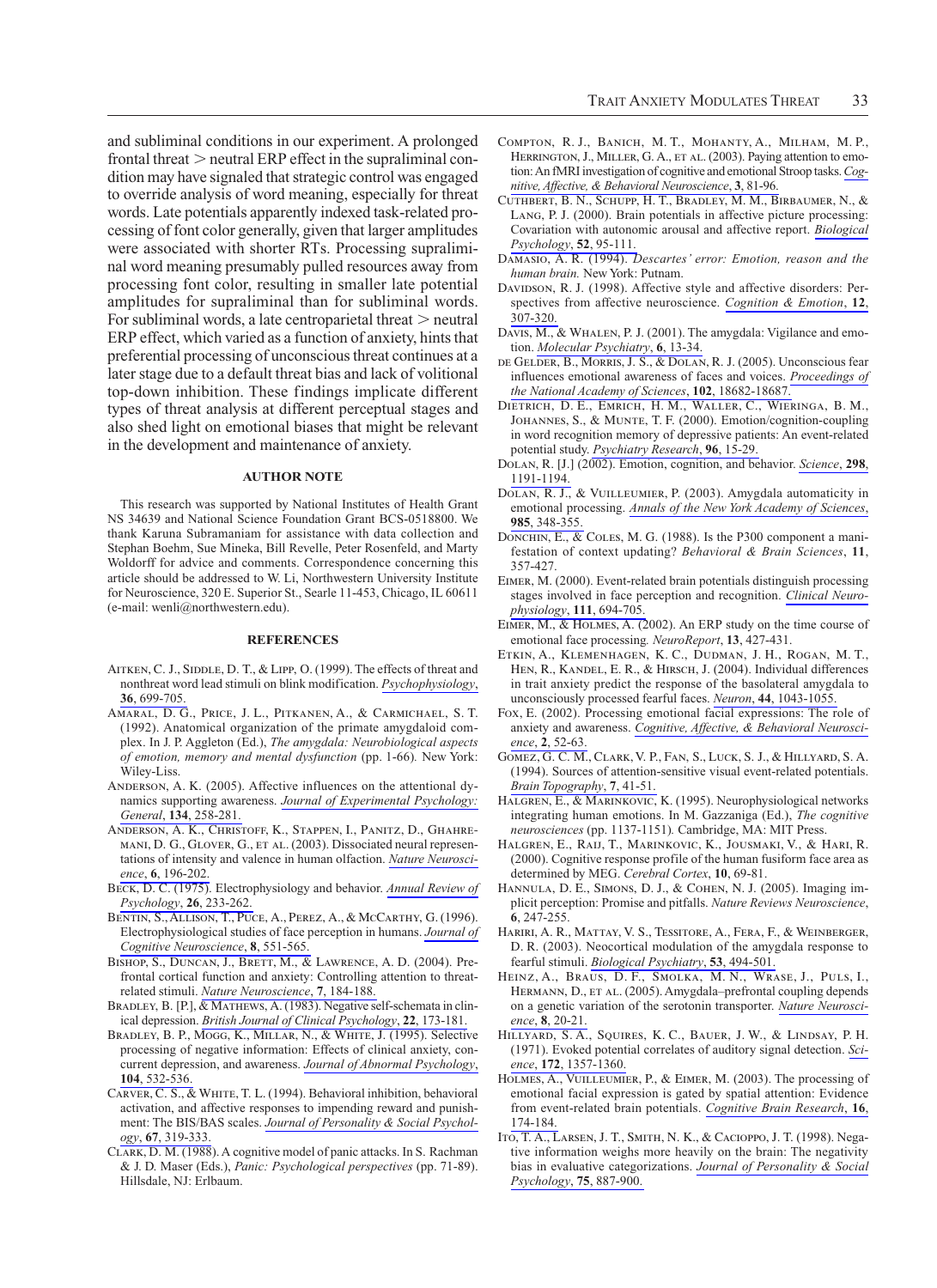and subliminal conditions in our experiment. A prolonged frontal threat > neutral ERP effect in the supraliminal condition may have signaled that strategic control was engaged to override analysis of word meaning, especially for threat words. Late potentials apparently indexed task-related processing of font color generally, given that larger amplitudes were associated with shorter RTs. Processing supraliminal word meaning presumably pulled resources away from processing font color, resulting in smaller late potential amplitudes for supraliminal than for subliminal words. For subliminal words, a late centroparietal threat > neutral ERP effect, which varied as a function of anxiety, hints that preferential processing of unconscious threat continues at a later stage due to a default threat bias and lack of volitional top-down inhibition. These findings implicate different types of threat analysis at different perceptual stages and also shed light on emotional biases that might be relevant in the development and maintenance of anxiety.

## AUTHOR NOTE

This research was supported by National Institutes of Health Grant NS 34639 and National Science Foundation Grant BCS-0518800. We thank Karuna Subramaniam for assistance with data collection and Stephan Boehm, Sue Mineka, Bill Revelle, Peter Rosenfeld, and Marty Woldorff for advice and comments. Correspondence concerning this article should be addressed to W. Li, Northwestern University Institute for Neuroscience, 320 E. Superior St., Searle 11-453, Chicago, IL 60611 (e-mail: wenli@northwestern.edu).

## REFERENCES

Aitken, C. J., Siddle, D. T., & Lipp, O. (1999). The effects of threat and nonthreat word lead stimuli on blink modification. *Psychophysiology*, **36**, 699-705.

Amaral, D. G., Price, J. L., Pitkanen, A., & Carmichael, S. T. (1992). Anatomical organization of the primate amygdaloid complex. In J. P. Aggleton (Ed.), *The amygdala: Neurobiological aspects of emotion, memory and mental dysfunction* (pp. 1-66)*.* New York: Wiley-Liss.

Anderson, A. K. (2005). Affective influences on the attentional dynamics supporting awareness. *Journal of Experimental Psychology: General*, **134**, 258-281.

Anderson, A. K., Christoff, K., Stappen, I., Panitz, D., Ghahremani, D. G., Glover, G., et al. (2003). Dissociated neural representations of intensity and valence in human olfaction. *Nature Neuroscience*, **6**, 196-202.

Beck, D. C. (1975). Electrophysiology and behavior. *Annual Review of Psychology*, **26**, 233-262.

Bentin, S., Allison, T., Puce, A., Perez, A., & McCarthy, G. (1996). Electrophysiological studies of face perception in humans. *Journal of Cognitive Neuroscience*, **8**, 551-565.

Bishop, S., Duncan, J., Brett, M., & Lawrence, A. D. (2004). Prefrontal cortical function and anxiety: Controlling attention to threat-related stimuli. *Nature Neuroscience*, **7**, 184-188.

Bradley, B. [P.], & Mathews, A. (1983). Negative self-schemata in clinical depression. *British Journal of Clinical Psychology*, **22**, 173-181.

Bradley, B. P., Mogg, K., Millar, N., & White, J. (1995). Selective processing of negative information: Effects of clinical anxiety, concurrent depression, and awareness. *Journal of Abnormal Psychology*, **104**, 532-536.

Carver, C. S., & White, T. L. (1994). Behavioral inhibition, behavioral activation, and affective responses to impending reward and punishment: The BIS/BAS scales. *Journal of Personality & Social Psychology*, **67**, 319-333.

Clark, D. M. (1988). A cognitive model of panic attacks. In S. Rachman & J. D. Maser (Eds.), *Panic: Psychological perspectives* (pp. 71-89). Hillsdale, NJ: Erlbaum.

Compton, R. J., Banich, M. T., Mohanty, A., Milham, M. P., Herrington, J., Miller, G. A., et al. (2003). Paying attention to emotion: An fMRI investigation of cognitive and emotional Stroop tasks. *Cognitive, Affective, & Behavioral Neuroscience*, **3**, 81-96.

Cuthbert, B. N., Schupp, H. T., Bradley, M. M., Birbaumer, N., & Lang, P. J. (2000). Brain potentials in affective picture processing: Covariation with autonomic arousal and affective report. *Biological Psychology*, **52**, 95-111.

Damasio, A. R. (1994). *Descartes' error: Emotion, reason and the human brain.* New York: Putnam.

Davidson, R. J. (1998). Affective style and affective disorders: Perspectives from affective neuroscience. *Cognition & Emotion*, **12**, 307-320.

Davis, M., & Whalen, P. J. (2001). The amygdala: Vigilance and emotion. *Molecular Psychiatry*, **6**, 13-34.

de Gelder, B., Morris, J. S., & Dolan, R. J. (2005). Unconscious fear influences emotional awareness of faces and voices. *Proceedings of the National Academy of Sciences*, **102**, 18682-18687.

Dietrich, D. E., Emrich, H. M., Waller, C., Wieringa, B. M., Johannes, S., & Munte, T. F. (2000). Emotion/cognition-coupling in word recognition memory of depressive patients: An event-related potential study. *Psychiatry Research*, **96**, 15-29.

Dolan, R. [J.] (2002). Emotion, cognition, and behavior. *Science*, **298**, 1191-1194.

Dolan, R. J., & Vuilleumier, P. (2003). Amygdala automaticity in emotional processing. *Annals of the New York Academy of Sciences*, **985**, 348-355.

Donchin, E., & Coles, M. G. (1988). Is the P300 component a manifestation of context updating? *Behavioral & Brain Sciences*, **11**, 357-427.

Eimer, M. (2000). Event-related brain potentials distinguish processing stages involved in face perception and recognition. *Clinical Neurophysiology*, **111**, 694-705.

Eimer, M., & Holmes, A. (2002). An ERP study on the time course of emotional face processing*. NeuroReport*, **13**, 427-431.

Etkin, A., Klemenhagen, K. C., Dudman, J. H., Rogan, M. T., Hen, R., Kandel, E. R., & Hirsch, J. (2004). Individual differences in trait anxiety predict the response of the basolateral amygdala to unconsciously processed fearful faces. *Neuron*, **44**, 1043-1055.

Fox, E. (2002). Processing emotional facial expressions: The role of anxiety and awareness. *Cognitive, Affective, & Behavioral Neuroscience*, **2**, 52-63.

Gomez, G. C. M., Clark, V. P., Fan, S., Luck, S. J., & Hillyard, S. A. (1994). Sources of attention-sensitive visual event-related potentials. *Brain Topography*, **7**, 41-51.

Halgren, E., & Marinkovic, K. (1995). Neurophysiological networks integrating human emotions. In M. Gazzaniga (Ed.), *The cognitive neurosciences* (pp. 1137-1151)*.* Cambridge, MA: MIT Press.

Halgren, E., Raij, T., Marinkovic, K., Jousmaki, V., & Hari, R. (2000). Cognitive response profile of the human fusiform face area as determined by MEG. *Cerebral Cortex*, **10**, 69-81.

Hannula, D. E., Simons, D. J., & Cohen, N. J. (2005). Imaging implicit perception: Promise and pitfalls. *Nature Reviews Neuroscience*, **6**, 247-255.

Hariri, A. R., Mattay, V. S., Tessitore, A., Fera, F., & Weinberger, D. R. (2003). Neocortical modulation of the amygdala response to fearful stimuli. *Biological Psychiatry*, **53**, 494-501.

Heinz, A., Braus, D. F., Smolka, M. N., Wrase, J., Puls, I., Hermann, D., et al. (2005). Amygdala–prefrontal coupling depends on a genetic variation of the serotonin transporter. *Nature Neuroscience*, **8**, 20-21.

Hillyard, S. A., Squires, K. C., Bauer, J. W., & Lindsay, P. H. (1971). Evoked potential correlates of auditory signal detection. *Science*, **172**, 1357-1360.

Holmes, A., Vuilleumier, P., & Eimer, M. (2003). The processing of emotional facial expression is gated by spatial attention: Evidence from event-related brain potentials. *Cognitive Brain Research*, **16**, 174-184.

Ito, T. A., Larsen, J. T., Smith, N. K., & Cacioppo, J. T. (1998). Negative information weighs more heavily on the brain: The negativity bias in evaluative categorizations. *Journal of Personality & Social Psychology*, **75**, 887-900.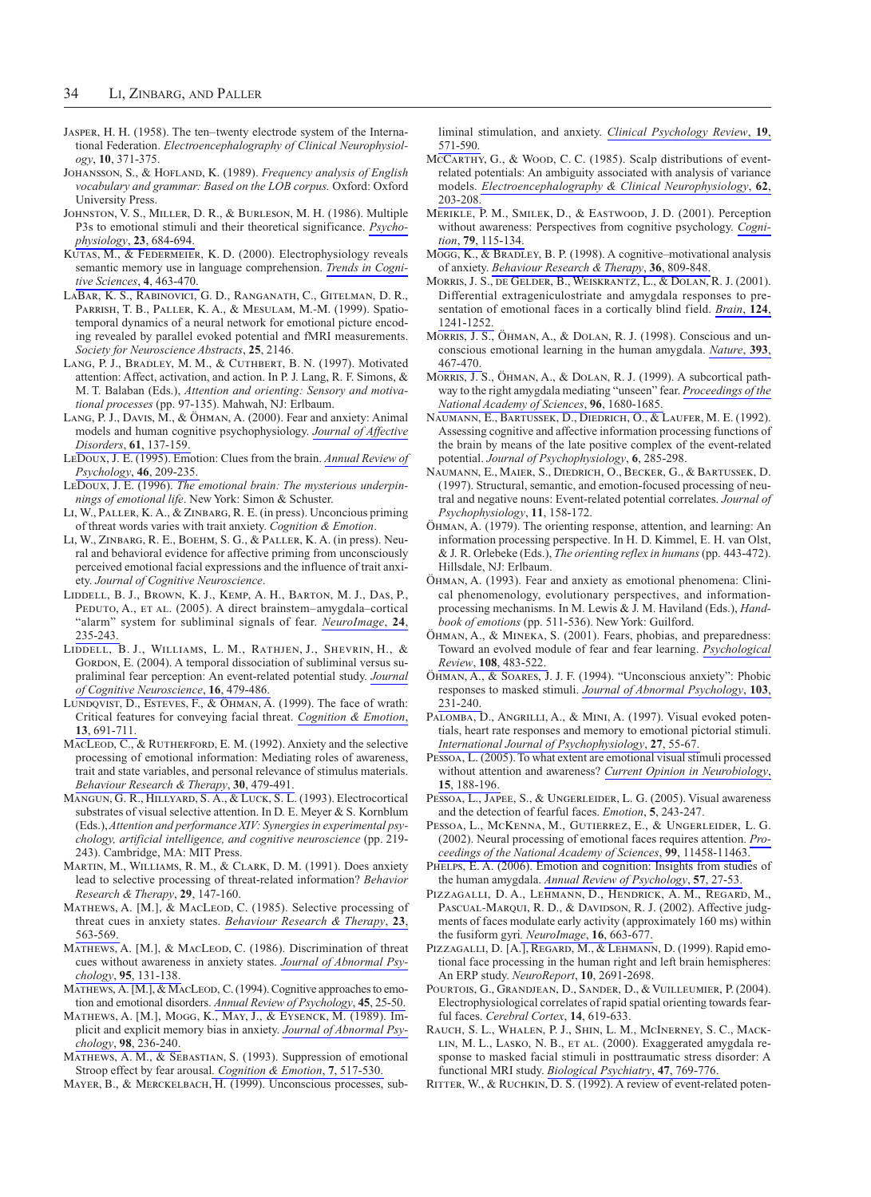Jasper, H. H. (1958). The ten–twenty electrode system of the International Federation. *Electroencephalography of Clinical Neurophysiology*, **10**, 371-375.

Johansson, S., & Hofland, K. (1989). *Frequency analysis of English vocabulary and grammar: Based on the LOB corpus.* Oxford: Oxford University Press.

Johnston, V. S., Miller, D. R., & Burleson, M. H. (1986). Multiple P3s to emotional stimuli and their theoretical significance. *Psychophysiology*, **23**, 684-694.

Kutas, M., & Federmeier, K. D. (2000). Electrophysiology reveals semantic memory use in language comprehension. *Trends in Cognitive Sciences*, **4**, 463-470.

LaBar, K. S., Rabinovici, G. D., Ranganath, C., Gitelman, D. R., Parrish, T. B., Paller, K. A., & Mesulam, M.-M. (1999). Spatiotemporal dynamics of a neural network for emotional picture encoding revealed by parallel evoked potential and fMRI measurements. *Society for Neuroscience Abstracts*, **25**, 2146.

Lang, P. J., Bradley, M. M., & Cuthbert, B. N. (1997). Motivated attention: Affect, activation, and action. In P. J. Lang, R. F. Simons, & M. T. Balaban (Eds.), *Attention and orienting: Sensory and motivational processes* (pp. 97-135). Mahwah, NJ: Erlbaum.

Lang, P. J., Davis, M., & Öhman, A. (2000). Fear and anxiety: Animal models and human cognitive psychophysiology. *Journal of Affective Disorders*, **61**, 137-159.

LeDoux, J. E. (1995). Emotion: Clues from the brain. *Annual Review of Psychology*, **46**, 209-235.

LeDoux, J. E. (1996). *The emotional brain: The mysterious underpinnings of emotional life*. New York: Simon & Schuster.

Li, W., Paller, K. A., & Zinbarg, R. E. (in press). Unconcious priming of threat words varies with trait anxiety. *Cognition & Emotion*.

Li, W., Zinbarg, R. E., Boehm, S. G., & Paller, K. A. (in press). Neural and behavioral evidence for affective priming from unconsciously perceived emotional facial expressions and the influence of trait anxiety. *Journal of Cognitive Neuroscience*.

Liddell, B. J., Brown, K. J., Kemp, A. H., Barton, M. J., Das, P., Peduto, A., et al. (2005). A direct brainstem–amygdala–cortical "alarm" system for subliminal signals of fear. *NeuroImage*, **24**, 235-243.

Liddell, B. J., Williams, L. M., Rathjen, J., Shevrin, H., & Gordon, E. (2004). A temporal dissociation of subliminal versus supraliminal fear perception: An event-related potential study. *Journal of Cognitive Neuroscience*, **16**, 479-486.

Lundqvist, D., Esteves, F., & Öhman, A. (1999). The face of wrath: Critical features for conveying facial threat. *Cognition & Emotion*, **13**, 691-711.

MacLeod, C., & Rutherford, E. M. (1992). Anxiety and the selective processing of emotional information: Mediating roles of awareness, trait and state variables, and personal relevance of stimulus materials. *Behaviour Research & Therapy*, **30**, 479-491.

Mangun, G. R., Hillyard, S. A., & Luck, S. L. (1993). Electrocortical substrates of visual selective attention. In D. E. Meyer & S. Kornblum (Eds.), *Attention and performance XIV: Synergies in experimental psychology, artificial intelligence, and cognitive neuroscience* (pp. 219-243). Cambridge, MA: MIT Press.

Martin, M., Williams, R. M., & Clark, D. M. (1991). Does anxiety lead to selective processing of threat-related information? *Behavior Research & Therapy*, **29**, 147-160.

Mathews, A. [M.], & MacLeod, C. (1985). Selective processing of threat cues in anxiety states. *Behaviour Research & Therapy*, **23**, 563-569.

Mathews, A. [M.], & MacLeod, C. (1986). Discrimination of threat cues without awareness in anxiety states. *Journal of Abnormal Psychology*, **95**, 131-138.

Mathews, A. [M.], & MacLeod, C. (1994). Cognitive approaches to emotion and emotional disorders. *Annual Review of Psychology*, **45**, 25-50.

Mathews, A. [M.], Mogg, K., May, J., & Eysenck, M. (1989). Implicit and explicit memory bias in anxiety. *Journal of Abnormal Psychology*, **98**, 236-240.

Mathews, A. M., & Sebastian, S. (1993). Suppression of emotional Stroop effect by fear arousal. *Cognition & Emotion*, **7**, 517-530.

Mayer, B., & Merckelbach, H. (1999). Unconscious processes, subliminal stimulation, and anxiety. *Clinical Psychology Review*, **19**, 571-590.

McCarthy, G., & Wood, C. C. (1985). Scalp distributions of event-related potentials: An ambiguity associated with analysis of variance models. *Electroencephalography & Clinical Neurophysiology*, **62**, 203-208.

Merikle, P. M., Smilek, D., & Eastwood, J. D. (2001). Perception without awareness: Perspectives from cognitive psychology. *Cognition*, **79**, 115-134.

Mogg, K., & Bradley, B. P. (1998). A cognitive–motivational analysis of anxiety. *Behaviour Research & Therapy*, **36**, 809-848.

Morris, J. S., de Gelder, B., Weiskrantz, L., & Dolan, R. J. (2001). Differential extrageniculostriate and amygdala responses to presentation of emotional faces in a cortically blind field. *Brain*, **124**, 1241-1252.

Morris, J. S., Öhman, A., & Dolan, R. J. (1998). Conscious and unconscious emotional learning in the human amygdala. *Nature*, **393**, 467-470.

Morris, J. S., Öhman, A., & Dolan, R. J. (1999). A subcortical pathway to the right amygdala mediating "unseen" fear. *Proceedings of the National Academy of Sciences*, **96**, 1680-1685.

Naumann, E., Bartussek, D., Diedrich, O., & Laufer, M. E. (1992). Assessing cognitive and affective information processing functions of the brain by means of the late positive complex of the event-related potential. *Journal of Psychophysiology*, **6**, 285-298.

Naumann, E., Maier, S., Diedrich, O., Becker, G., & Bartussek, D. (1997). Structural, semantic, and emotion-focused processing of neutral and negative nouns: Event-related potential correlates. *Journal of Psychophysiology*, **11**, 158-172.

Öhman, A. (1979). The orienting response, attention, and learning: An information processing perspective. In H. D. Kimmel, E. H. van Olst, & J. R. Orlebeke (Eds.), *The orienting reflex in humans* (pp. 443-472). Hillsdale, NJ: Erlbaum.

Öhman, A. (1993). Fear and anxiety as emotional phenomena: Clinical phenomenology, evolutionary perspectives, and information-processing mechanisms. In M. Lewis & J. M. Haviland (Eds.), *Handbook of emotions* (pp. 511-536). New York: Guilford.

Öhman, A., & Mineka, S. (2001). Fears, phobias, and preparedness: Toward an evolved module of fear and fear learning. *Psychological Review*, **108**, 483-522.

Öhman, A., & Soares, J. J. F. (1994). "Unconscious anxiety": Phobic responses to masked stimuli. *Journal of Abnormal Psychology*, **103**, 231-240.

Palomba, D., Angrilli, A., & Mini, A. (1997). Visual evoked potentials, heart rate responses and memory to emotional pictorial stimuli. *International Journal of Psychophysiology*, **27**, 55-67.

Pessoa, L. (2005). To what extent are emotional visual stimuli processed without attention and awareness? *Current Opinion in Neurobiology*, **15**, 188-196.

Pessoa, L., Japee, S., & Ungerleider, L. G. (2005). Visual awareness and the detection of fearful faces. *Emotion*, **5**, 243-247.

Pessoa, L., McKenna, M., Gutierrez, E., & Ungerleider, L. G. (2002). Neural processing of emotional faces requires attention. *Proceedings of the National Academy of Sciences*, **99**, 11458-11463.

Phelps, E. A. (2006). Emotion and cognition: Insights from studies of the human amygdala. *Annual Review of Psychology*, **57**, 27-53.

Pizzagalli, D. A., Lehmann, D., Hendrick, A. M., Regard, M., Pascual-Marqui, R. D., & Davidson, R. J. (2002). Affective judgments of faces modulate early activity (approximately 160 ms) within the fusiform gyri. *NeuroImage*, **16**, 663-677.

Pizzagalli, D. [A.], Regard, M., & Lehmann, D. (1999). Rapid emotional face processing in the human right and left brain hemispheres: An ERP study. *NeuroReport*, **10**, 2691-2698.

Pourtois, G., Grandjean, D., Sander, D., & Vuilleumier, P. (2004). Electrophysiological correlates of rapid spatial orienting towards fearful faces. *Cerebral Cortex*, **14**, 619-633.

Rauch, S. L., Whalen, P. J., Shin, L. M., McInerney, S. C., Macklin, M. L., Lasko, N. B., et al. (2000). Exaggerated amygdala response to masked facial stimuli in posttraumatic stress disorder: A functional MRI study. *Biological Psychiatry*, **47**, 769-776.

Ritter, W., & Ruchkin, D. S. (1992). A review of event-related poten-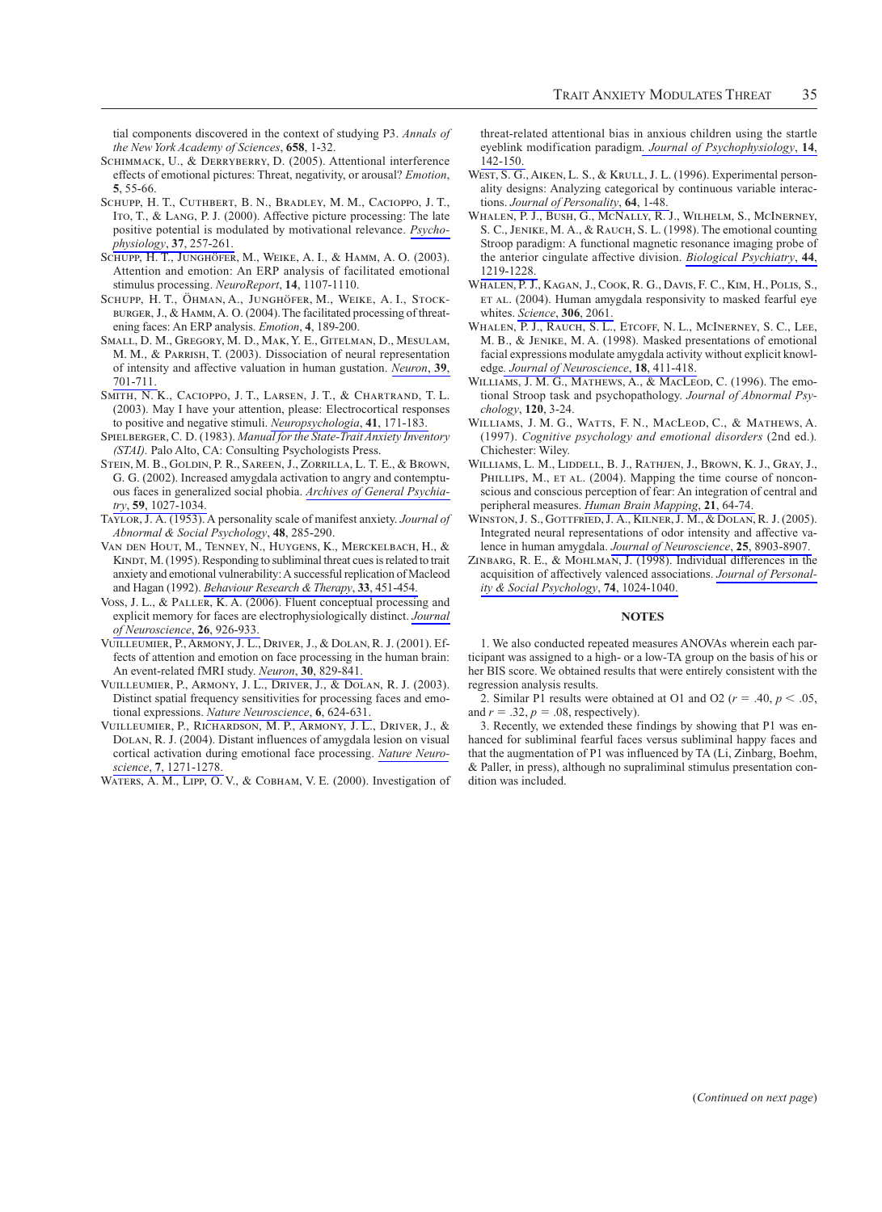tial components discovered in the context of studying P3. *Annals of the New York Academy of Sciences*, **658**, 1-32.

Schimmack, U., & Derryberry, D. (2005). Attentional interference effects of emotional pictures: Threat, negativity, or arousal? *Emotion*, **5**, 55-66.

Schupp, H. T., Cuthbert, B. N., Bradley, M. M., Cacioppo, J. T., Ito, T., & Lang, P. J. (2000). Affective picture processing: The late positive potential is modulated by motivational relevance. *Psychophysiology*, **37**, 257-261.

Schupp, H. T., Junghöfer, M., Weike, A. I., & Hamm, A. O. (2003). Attention and emotion: An ERP analysis of facilitated emotional stimulus processing. *NeuroReport*, **14**, 1107-1110.

Schupp, H. T., Öhman, A., Junghöfer, M., Weike, A. I., Stockburger, J., & Hamm, A. O. (2004). The facilitated processing of threatening faces: An ERP analysis. *Emotion*, **4**, 189-200.

Small, D. M., Gregory, M. D., Mak, Y. E., Gitelman, D., Mesulam, M. M., & Parrish, T. (2003). Dissociation of neural representation of intensity and affective valuation in human gustation. *Neuron*, **39**, 701-711.

Smith, N. K., Cacioppo, J. T., Larsen, J. T., & Chartrand, T. L. (2003). May I have your attention, please: Electrocortical responses to positive and negative stimuli. *Neuropsychologia*, **41**, 171-183.

Spielberger, C. D. (1983). *Manual for the State-Trait Anxiety Inventory (STAI)*. Palo Alto, CA: Consulting Psychologists Press.

Stein, M. B., Goldin, P. R., Sareen, J., Zorrilla, L. T. E., & Brown, G. G. (2002). Increased amygdala activation to angry and contemptuous faces in generalized social phobia. *Archives of General Psychiatry*, **59**, 1027-1034.

Taylor, J. A. (1953). A personality scale of manifest anxiety. *Journal of Abnormal & Social Psychology*, **48**, 285-290.

Van den Hout, M., Tenney, N., Huygens, K., Merckelbach, H., & Kindt, M. (1995). Responding to subliminal threat cues is related to trait anxiety and emotional vulnerability: A successful replication of Macleod and Hagan (1992). *Behaviour Research & Therapy*, **33**, 451-454.

Voss, J. L., & Paller, K. A. (2006). Fluent conceptual processing and explicit memory for faces are electrophysiologically distinct. *Journal of Neuroscience*, **26**, 926-933.

Vuilleumier, P., Armony, J. L., Driver, J., & Dolan, R. J. (2001). Effects of attention and emotion on face processing in the human brain: An event-related fMRI study. *Neuron*, **30**, 829-841.

Vuilleumier, P., Armony, J. L., Driver, J., & Dolan, R. J. (2003). Distinct spatial frequency sensitivities for processing faces and emotional expressions. *Nature Neuroscience*, **6**, 624-631.

Vuilleumier, P., Richardson, M. P., Armony, J. L., Driver, J., & Dolan, R. J. (2004). Distant influences of amygdala lesion on visual cortical activation during emotional face processing. *Nature Neuroscience*, **7**, 1271-1278.

Waters, A. M., Lipp, O. V., & Cobham, V. E. (2000). Investigation of threat-related attentional bias in anxious children using the startle eyeblink modification paradigm. *Journal of Psychophysiology*, **14**, 142-150.

West, S. G., Aiken, L. S., & Krull, J. L. (1996). Experimental personality designs: Analyzing categorical by continuous variable interactions. *Journal of Personality*, **64**, 1-48.

Whalen, P. J., Bush, G., McNally, R. J., Wilhelm, S., McInerney, S. C., Jenike, M. A., & Rauch, S. L. (1998). The emotional counting Stroop paradigm: A functional magnetic resonance imaging probe of the anterior cingulate affective division. *Biological Psychiatry*, **44**, 1219-1228.

Whalen, P. J., Kagan, J., Cook, R. G., Davis, F. C., Kim, H., Polis, S., et al. (2004). Human amygdala responsivity to masked fearful eye whites. *Science*, **306**, 2061.

Whalen, P. J., Rauch, S. L., Etcoff, N. L., McInerney, S. C., Lee, M. B., & Jenike, M. A. (1998). Masked presentations of emotional facial expressions modulate amygdala activity without explicit knowledge. *Journal of Neuroscience*, **18**, 411-418.

Williams, J. M. G., Mathews, A., & MacLeod, C. (1996). The emotional Stroop task and psychopathology. *Journal of Abnormal Psychology*, **120**, 3-24.

Williams, J. M. G., Watts, F. N., MacLeod, C., & Mathews, A. (1997). *Cognitive psychology and emotional disorders* (2nd ed.). Chichester: Wiley.

Williams, L. M., Liddell, B. J., Rathjen, J., Brown, K. J., Gray, J., Phillips, M., et al. (2004). Mapping the time course of nonconscious and conscious perception of fear: An integration of central and peripheral measures. *Human Brain Mapping*, **21**, 64-74.

Winston, J. S., Gottfried, J. A., Kilner, J. M., & Dolan, R. J. (2005). Integrated neural representations of odor intensity and affective valence in human amygdala. *Journal of Neuroscience*, **25**, 8903-8907.

Zinbarg, R. E., & Mohlman, J. (1998). Individual differences in the acquisition of affectively valenced associations. *Journal of Personality & Social Psychology*, **74**, 1024-1040.

## NOTES

1. We also conducted repeated measures ANOVAs wherein each participant was assigned to a high- or a low-TA group on the basis of his or her BIS score. We obtained results that were entirely consistent with the regression analysis results.

2. Similar P1 results were obtained at O1 and O2 ($r = .40$, $p < .05$, and $r = .32$, $p = .08$, respectively).

3. Recently, we extended these findings by showing that P1 was enhanced for subliminal fearful faces versus subliminal happy faces and that the augmentation of P1 was influenced by TA (Li, Zinbarg, Boehm, & Paller, in press), although no supraliminal stimulus presentation condition was included.

(*Continued on next page*)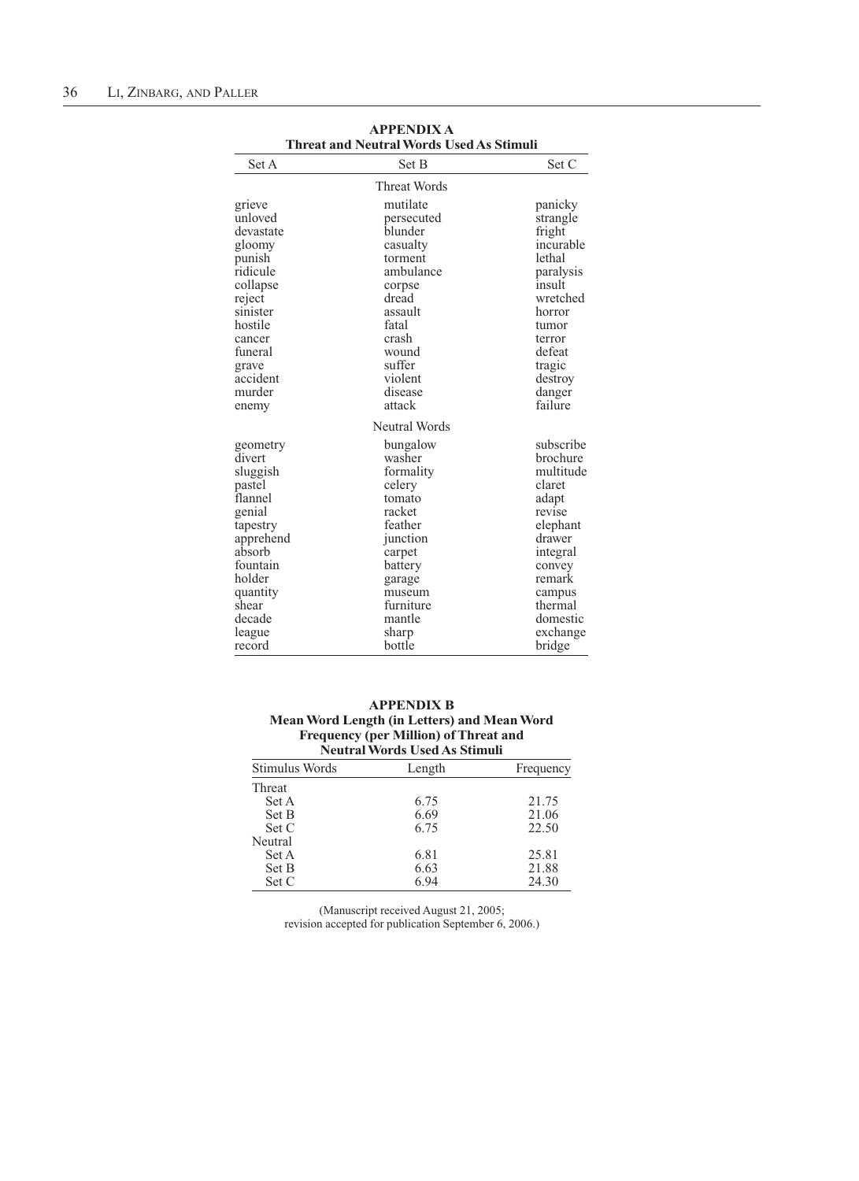## APPENDIX A

**Threat and Neutral Words Used As Stimuli**

| Set A | Set B | Set C |
|---|---|---|
| | Threat Words | |
| grieve | mutilate | panicky |
| unloved | persecuted | strangle |
| devastate | blunder | fright |
| gloomy | casualty | incurable |
| punish | torment | lethal |
| ridicule | ambulance | paralysis |
| collapse | corpse | insult |
| reject | dread | wretched |
| sinister | assault | horror |
| hostile | fatal | tumor |
| cancer | crash | terror |
| funeral | wound | defeat |
| grave | suffer | tragic |
| accident | violent | destroy |
| murder | disease | danger |
| enemy | attack | failure |
| | Neutral Words | |
| geometry | bungalow | subscribe |
| divert | washer | brochure |
| sluggish | formality | multitude |
| pastel | celery | claret |
| flannel | tomato | adapt |
| genial | racket | revise |
| tapestry | feather | elephant |
| apprehend | junction | drawer |
| absorb | carpet | integral |
| fountain | battery | convey |
| holder | garage | remark |
| quantity | museum | campus |
| shear | furniture | thermal |
| decade | mantle | domestic |
| league | sharp | exchange |
| record | bottle | bridge |

## APPENDIX B

**Mean Word Length (in Letters) and Mean Word Frequency (per Million) of Threat and Neutral Words Used As Stimuli**

| Stimulus Words | Length | Frequency |
|---|---|---|
| Threat | | |
| Set A | 6.75 | 21.75 |
| Set B | 6.69 | 21.06 |
| Set C | 6.75 | 22.50 |
| Neutral | | |
| Set A | 6.81 | 25.81 |
| Set B | 6.63 | 21.88 |
| Set C | 6.94 | 24.30 |

(Manuscript received August 21, 2005;
revision accepted for publication September 6, 2006.)